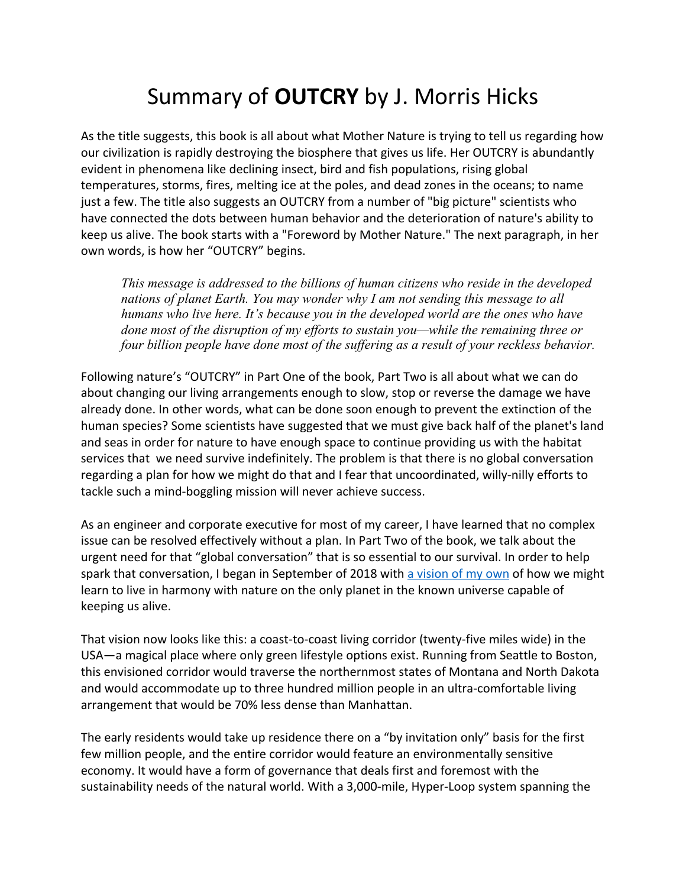# Summary of **OUTCRY** by J. Morris Hicks

As the title suggests, this book is all about what Mother Nature is trying to tell us regarding how our civilization is rapidly destroying the biosphere that gives us life. Her OUTCRY is abundantly evident in phenomena like declining insect, bird and fish populations, rising global temperatures, storms, fires, melting ice at the poles, and dead zones in the oceans; to name just a few. The title also suggests an OUTCRY from a number of "big picture" scientists who have connected the dots between human behavior and the deterioration of nature's ability to keep us alive. The book starts with a "Foreword by Mother Nature." The next paragraph, in her own words, is how her "OUTCRY" begins.

> *This message is addressed to the billions of human citizens who reside in the developed nations of planet Earth. You may wonder why I am not sending this message to all humans who live here. It's because you in the developed world are the ones who have done most of the disruption of my efforts to sustain you—while the remaining three or four billion people have done most of the suffering as a result of your reckless behavior.*

Following nature's "OUTCRY" in Part One of the book, Part Two is all about what we can do about changing our living arrangements enough to slow, stop or reverse the damage we have already done. In other words, what can be done soon enough to prevent the extinction of the human species? Some scientists have suggested that we must give back half of the planet's land and seas in order for nature to have enough space to continue providing us with the habitat services that we need survive indefinitely. The problem is that there is no global conversation regarding a plan for how we might do that and I fear that uncoordinated, willy-nilly efforts to tackle such a mind-boggling mission will never achieve success.

As an engineer and corporate executive for most of my career, I have learned that no complex issue can be resolved effectively without a plan. In Part Two of the book, we talk about the urgent need for that "global conversation" that is so essential to our survival. In order to help spark that conversation, I began in September of 2018 with a vision of my own of how we might learn to live in harmony with nature on the only planet in the known universe capable of keeping us alive.

That vision now looks like this: a coast-to-coast living corridor (twenty-five miles wide) in the USA—a magical place where only green lifestyle options exist. Running from Seattle to Boston, this envisioned corridor would traverse the northernmost states of Montana and North Dakota and would accommodate up to three hundred million people in an ultra-comfortable living arrangement that would be 70% less dense than Manhattan.

The early residents would take up residence there on a "by invitation only" basis for the first few million people, and the entire corridor would feature an environmentally sensitive economy. It would have a form of governance that deals first and foremost with the sustainability needs of the natural world. With a 3,000-mile, Hyper-Loop system spanning the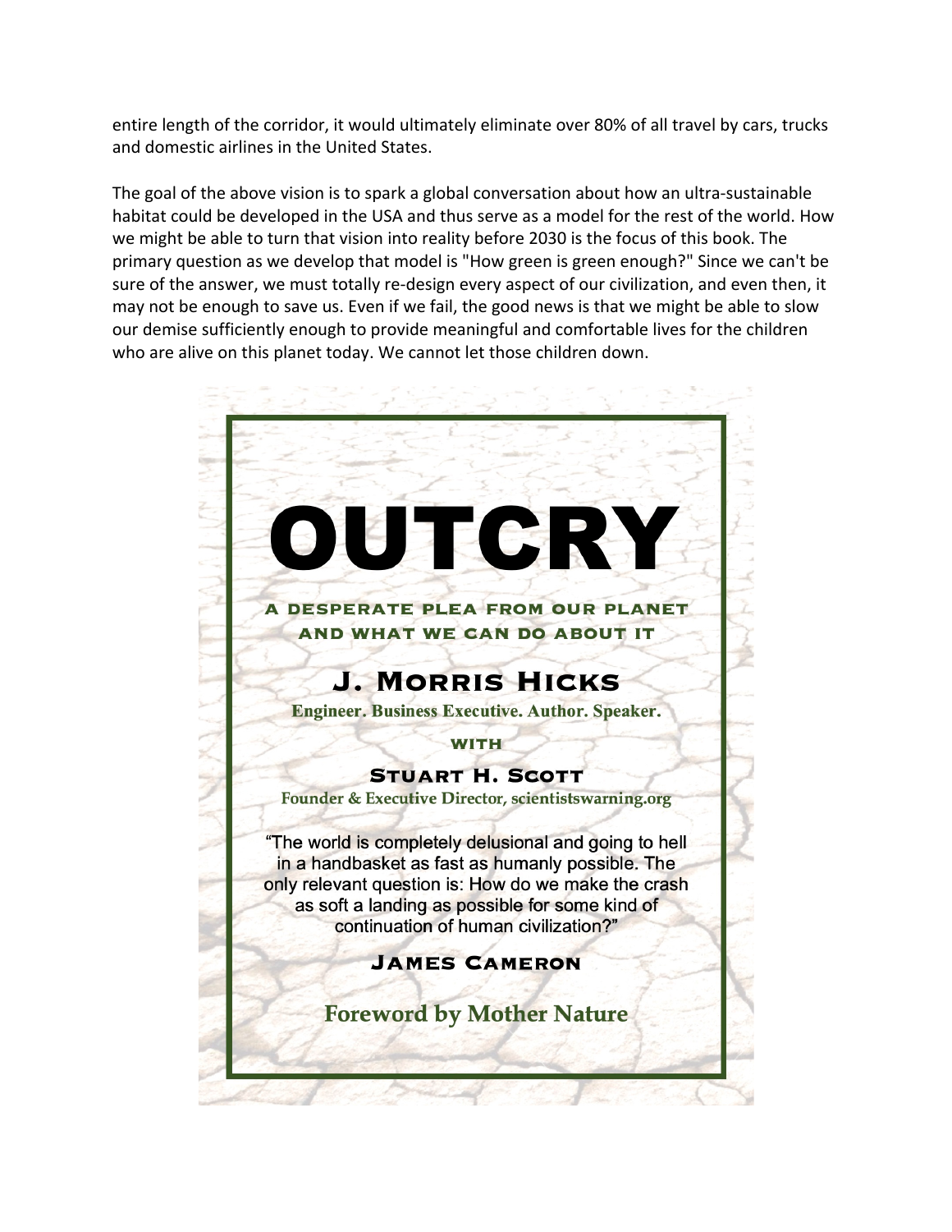entire length of the corridor, it would ultimately eliminate over 80% of all travel by cars, trucks and domestic airlines in the United States.

The goal of the above vision is to spark a global conversation about how an ultra-sustainable habitat could be developed in the USA and thus serve as a model for the rest of the world. How we might be able to turn that vision into reality before 2030 is the focus of this book. The primary question as we develop that model is "How green is green enough?" Since we can't be sure of the answer, we must totally re-design every aspect of our civilization, and even then, it may not be enough to save us. Even if we fail, the good news is that we might be able to slow our demise sufficiently enough to provide meaningful and comfortable lives for the children who are alive on this planet today. We cannot let those children down.

# OUTCRY

**A DESPERATE PLEA FROM OUR PLANET AND WHAT WE CAN DO ABOUT IT**

## J. MORRIS HICKS

**Engineer. Business Executive. Author. Speaker.**

WITH

**STUART H. SCOTT**

**Founder & Executive Director, scientistswarning.org**

"The world is completely delusional and going to hell in a handbasket as fast as humanly possible. The only relevant question is: How do we make the crash as soft a landing as possible for some kind of continuation of human civilization?"

**JAMES CAMERON**

**Foreword by Mother Nature**